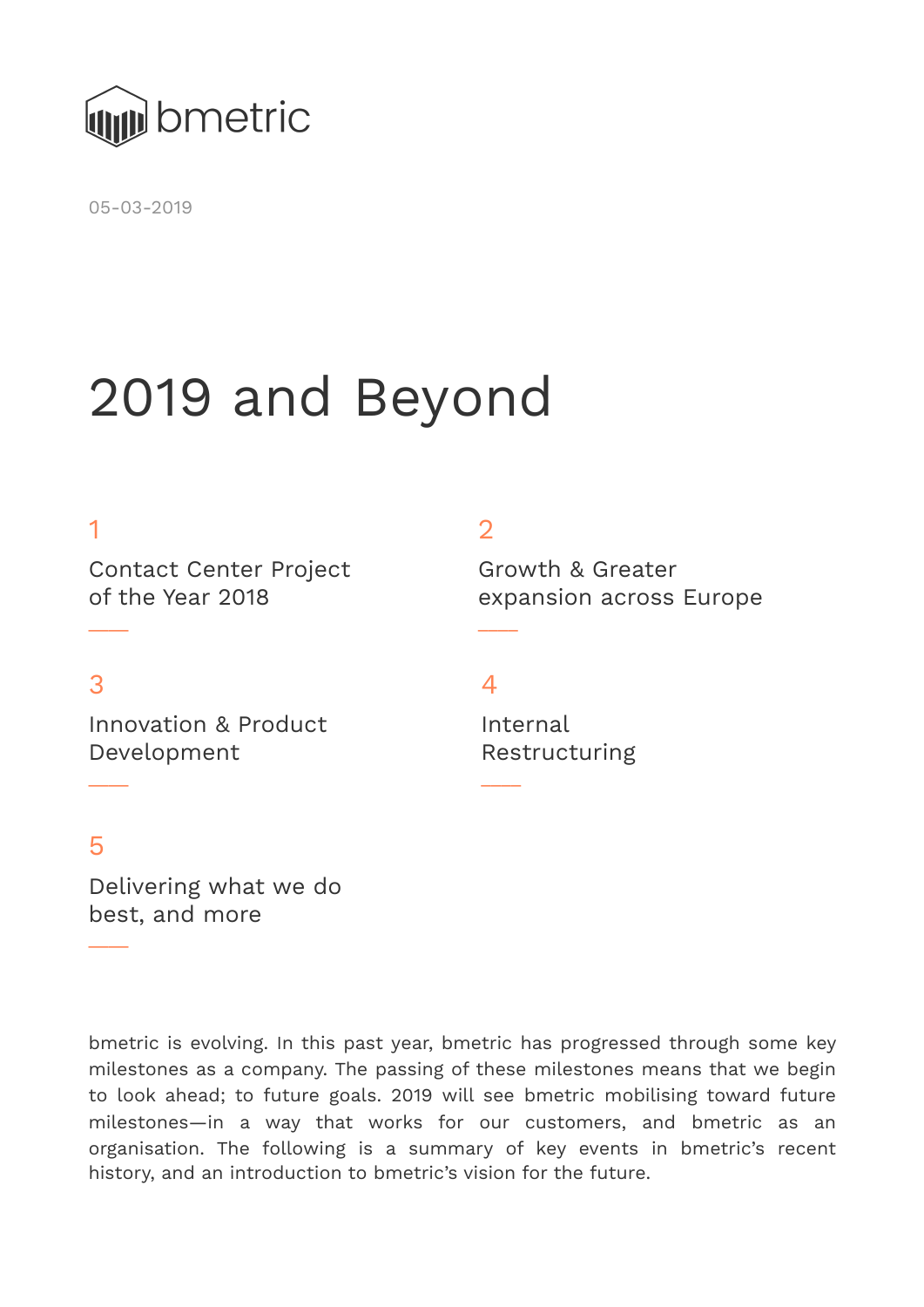bmetric

05-03-2019

# 2019 and Beyond

1. Contact Center Project of the Year 2018
2. Growth & Greater expansion across Europe
3. Innovation & Product Development
4. Internal Restructuring
5. Delivering what we do best, and more

bmetric is evolving. In this past year, bmetric has progressed through some key milestones as a company. The passing of these milestones means that we begin to look ahead; to future goals. 2019 will see bmetric mobilising toward future milestones—in a way that works for our customers, and bmetric as an organisation. The following is a summary of key events in bmetric's recent history, and an introduction to bmetric's vision for the future.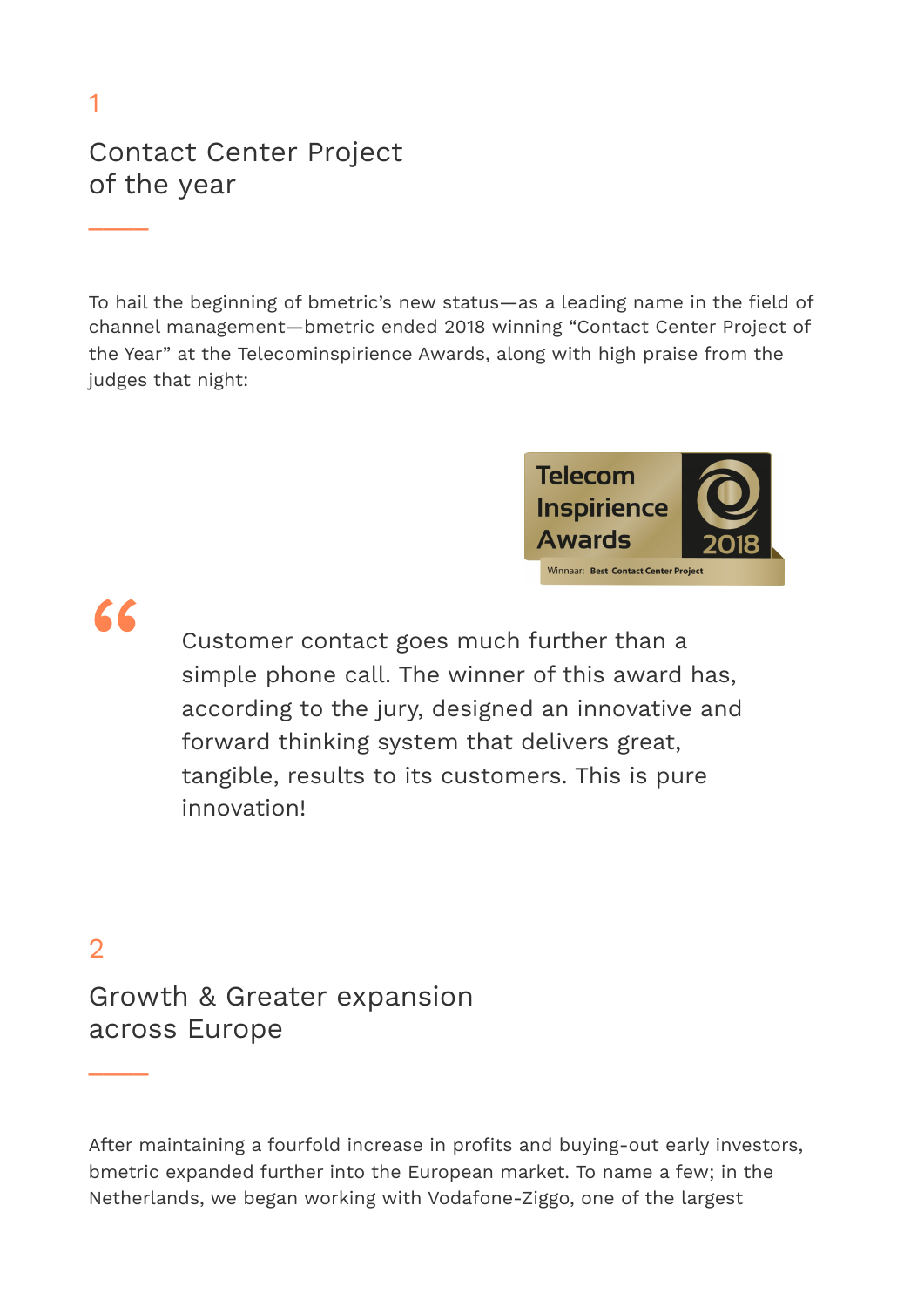1

## Contact Center Project of the year

To hail the beginning of bmetric's new status—as a leading name in the field of channel management—bmetric ended 2018 winning "Contact Center Project of the Year" at the Telecominspirience Awards, along with high praise from the judges that night:

Telecom Inspirience Awards 2018

Winnaar: Best Contact Center Project

> Customer contact goes much further than a simple phone call. The winner of this award has, according to the jury, designed an innovative and forward thinking system that delivers great, tangible, results to its customers. This is pure innovation!

2

## Growth & Greater expansion across Europe

After maintaining a fourfold increase in profits and buying-out early investors, bmetric expanded further into the European market. To name a few; in the Netherlands, we began working with Vodafone-Ziggo, one of the largest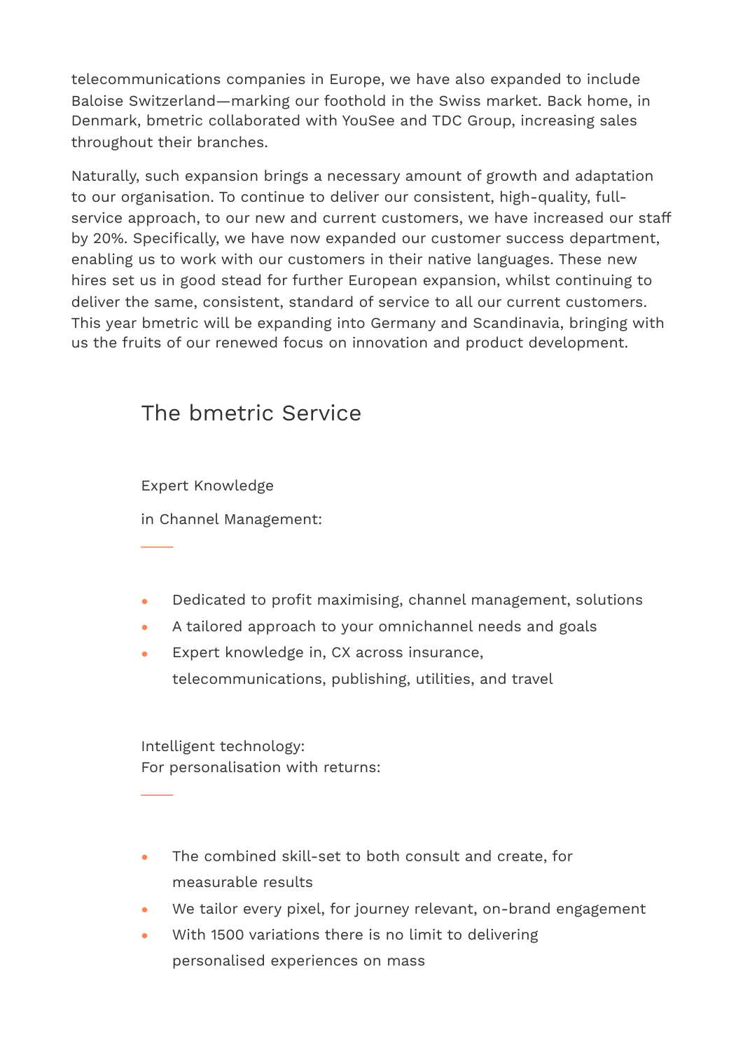telecommunications companies in Europe, we have also expanded to include Baloise Switzerland—marking our foothold in the Swiss market. Back home, in Denmark, bmetric collaborated with YouSee and TDC Group, increasing sales throughout their branches.

Naturally, such expansion brings a necessary amount of growth and adaptation to our organisation. To continue to deliver our consistent, high-quality, full-service approach, to our new and current customers, we have increased our staff by 20%. Specifically, we have now expanded our customer success department, enabling us to work with our customers in their native languages. These new hires set us in good stead for further European expansion, whilst continuing to deliver the same, consistent, standard of service to all our current customers. This year bmetric will be expanding into Germany and Scandinavia, bringing with us the fruits of our renewed focus on innovation and product development.

## The bmetric Service

Expert Knowledge

in Channel Management:

- Dedicated to profit maximising, channel management, solutions
- A tailored approach to your omnichannel needs and goals
- Expert knowledge in, CX across insurance, telecommunications, publishing, utilities, and travel

Intelligent technology:
For personalisation with returns:

- The combined skill-set to both consult and create, for measurable results
- We tailor every pixel, for journey relevant, on-brand engagement
- With 1500 variations there is no limit to delivering personalised experiences on mass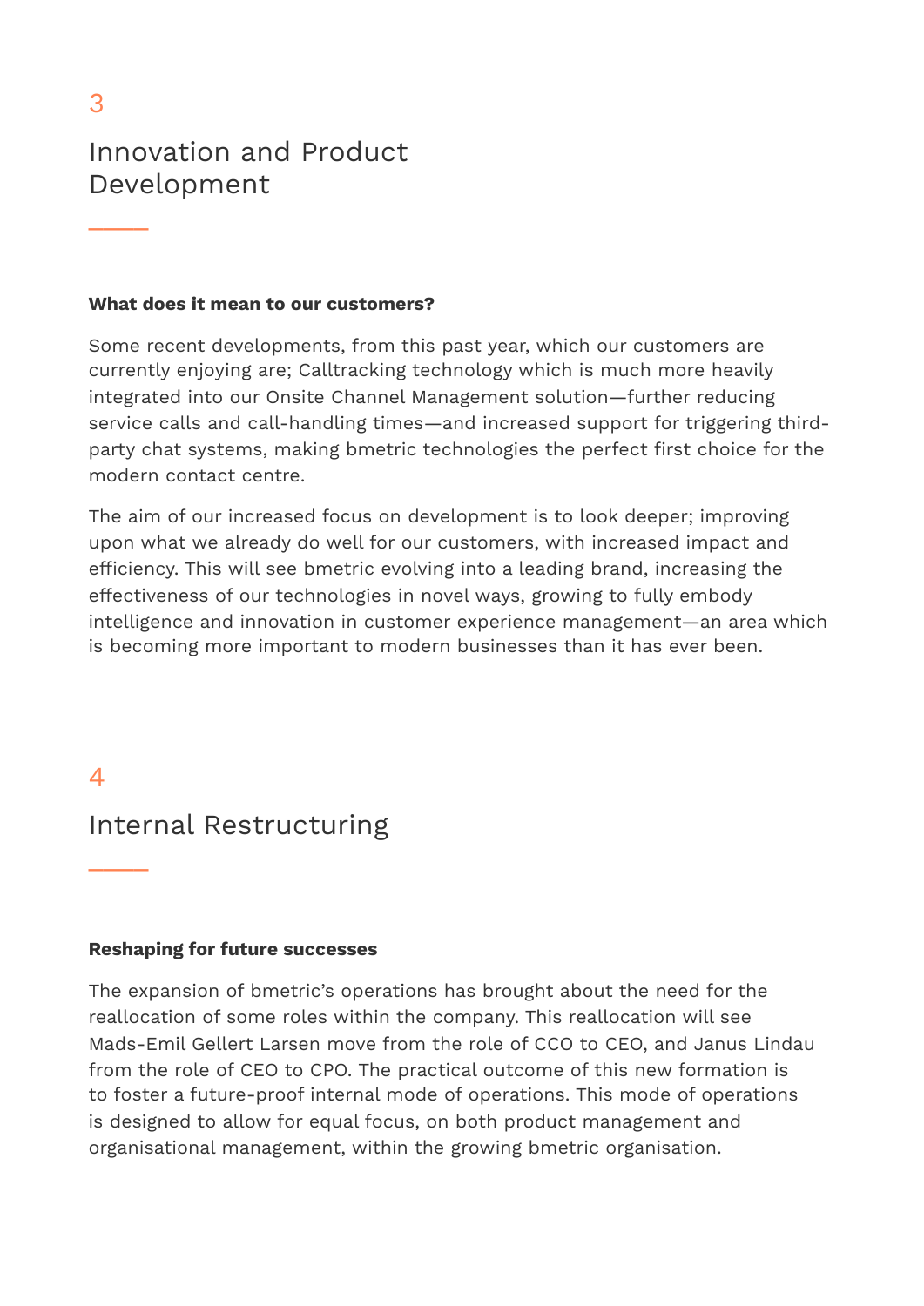3

## Innovation and Product Development

**What does it mean to our customers?**

Some recent developments, from this past year, which our customers are currently enjoying are; Calltracking technology which is much more heavily integrated into our Onsite Channel Management solution—further reducing service calls and call-handling times—and increased support for triggering third-party chat systems, making bmetric technologies the perfect first choice for the modern contact centre.

The aim of our increased focus on development is to look deeper; improving upon what we already do well for our customers, with increased impact and efficiency. This will see bmetric evolving into a leading brand, increasing the effectiveness of our technologies in novel ways, growing to fully embody intelligence and innovation in customer experience management—an area which is becoming more important to modern businesses than it has ever been.

4

## Internal Restructuring

**Reshaping for future successes**

The expansion of bmetric's operations has brought about the need for the reallocation of some roles within the company. This reallocation will see Mads-Emil Gellert Larsen move from the role of CCO to CEO, and Janus Lindau from the role of CEO to CPO. The practical outcome of this new formation is to foster a future-proof internal mode of operations. This mode of operations is designed to allow for equal focus, on both product management and organisational management, within the growing bmetric organisation.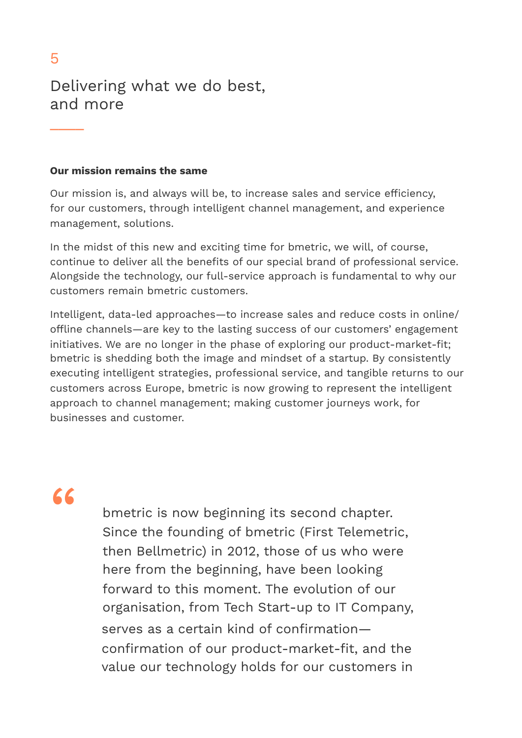## Delivering what we do best, and more

**Our mission remains the same**

Our mission is, and always will be, to increase sales and service efficiency, for our customers, through intelligent channel management, and experience management, solutions.

In the midst of this new and exciting time for bmetric, we will, of course, continue to deliver all the benefits of our special brand of professional service. Alongside the technology, our full-service approach is fundamental to why our customers remain bmetric customers.

Intelligent, data-led approaches—to increase sales and reduce costs in online/offline channels—are key to the lasting success of our customers' engagement initiatives. We are no longer in the phase of exploring our product-market-fit; bmetric is shedding both the image and mindset of a startup. By consistently executing intelligent strategies, professional service, and tangible returns to our customers across Europe, bmetric is now growing to represent the intelligent approach to channel management; making customer journeys work, for businesses and customer.

> bmetric is now beginning its second chapter. Since the founding of bmetric (First Telemetric, then Bellmetric) in 2012, those of us who were here from the beginning, have been looking forward to this moment. The evolution of our organisation, from Tech Start-up to IT Company, serves as a certain kind of confirmation—confirmation of our product-market-fit, and the value our technology holds for our customers in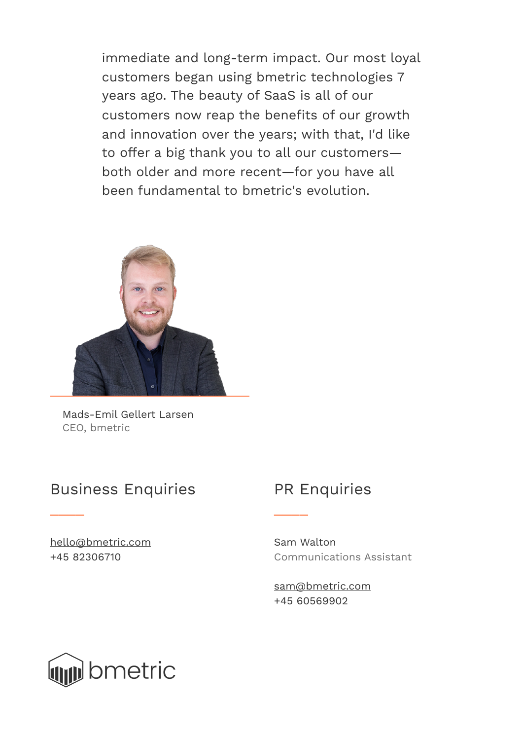immediate and long-term impact. Our most loyal customers began using bmetric technologies 7 years ago. The beauty of SaaS is all of our customers now reap the benefits of our growth and innovation over the years; with that, I'd like to offer a big thank you to all our customers—both older and more recent—for you have all been fundamental to bmetric's evolution.

Mads-Emil Gellert Larsen
CEO, bmetric

## Business Enquiries

hello@bmetric.com
+45 82306710

## PR Enquiries

Sam Walton
Communications Assistant

sam@bmetric.com
+45 60569902

bmetric